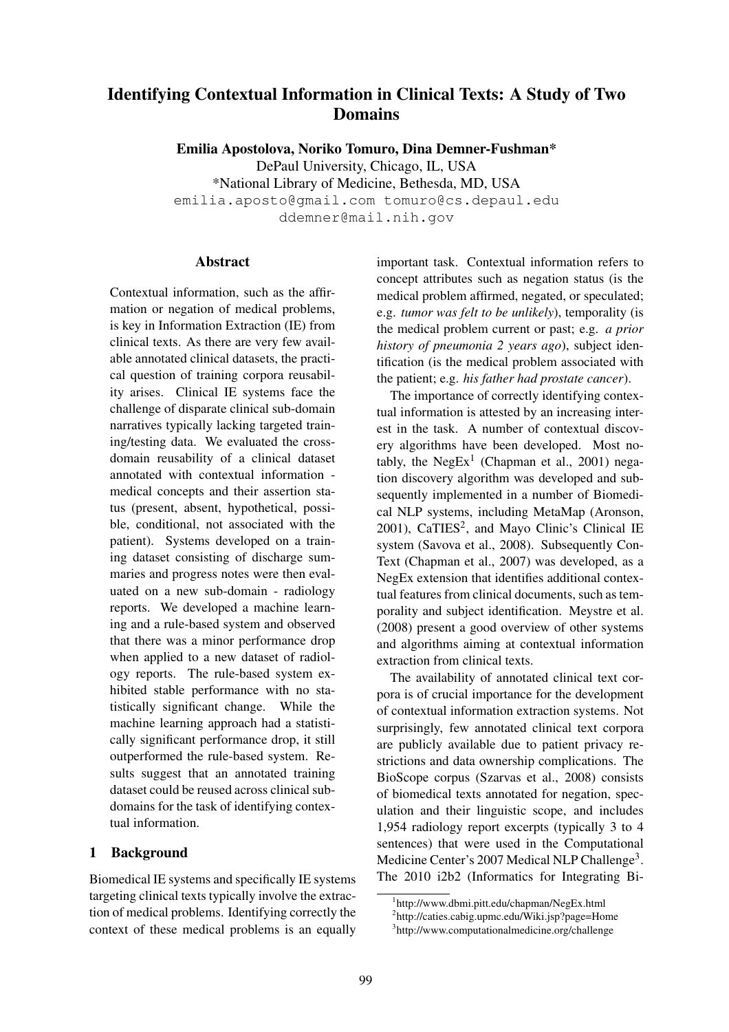# Identifying Contextual Information in Clinical Texts: A Study of Two Domains

**Emilia Apostolova, Noriko Tomuro, Dina Demner-Fushman***

DePaul University, Chicago, IL, USA

*National Library of Medicine, Bethesda, MD, USA

emilia.aposto@gmail.com tomuro@cs.depaul.edu

ddemner@mail.nih.gov

## Abstract

Contextual information, such as the affirmation or negation of medical problems, is key in Information Extraction (IE) from clinical texts. As there are very few available annotated clinical datasets, the practical question of training corpora reusability arises. Clinical IE systems face the challenge of disparate clinical sub-domain narratives typically lacking targeted training/testing data. We evaluated the cross-domain reusability of a clinical dataset annotated with contextual information - medical concepts and their assertion status (present, absent, hypothetical, possible, conditional, not associated with the patient). Systems developed on a training dataset consisting of discharge summaries and progress notes were then evaluated on a new sub-domain - radiology reports. We developed a machine learning and a rule-based system and observed that there was a minor performance drop when applied to a new dataset of radiology reports. The rule-based system exhibited stable performance with no statistically significant change. While the machine learning approach had a statistically significant performance drop, it still outperformed the rule-based system. Results suggest that an annotated training dataset could be reused across clinical subdomains for the task of identifying contextual information.

## 1 Background

Biomedical IE systems and specifically IE systems targeting clinical texts typically involve the extraction of medical problems. Identifying correctly the context of these medical problems is an equally important task. Contextual information refers to concept attributes such as negation status (is the medical problem affirmed, negated, or speculated; e.g. *tumor was felt to be unlikely*), temporality (is the medical problem current or past; e.g. *a prior history of pneumonia 2 years ago*), subject identification (is the medical problem associated with the patient; e.g. *his father had prostate cancer*).

The importance of correctly identifying contextual information is attested by an increasing interest in the task. A number of contextual discovery algorithms have been developed. Most notably, the NegEx[1] (Chapman et al., 2001) negation discovery algorithm was developed and subsequently implemented in a number of Biomedical NLP systems, including MetaMap (Aronson, 2001), CaTIES[2], and Mayo Clinic's Clinical IE system (Savova et al., 2008). Subsequently ConText (Chapman et al., 2007) was developed, as a NegEx extension that identifies additional contextual features from clinical documents, such as temporality and subject identification. Meystre et al. (2008) present a good overview of other systems and algorithms aiming at contextual information extraction from clinical texts.

The availability of annotated clinical text corpora is of crucial importance for the development of contextual information extraction systems. Not surprisingly, few annotated clinical text corpora are publicly available due to patient privacy restrictions and data ownership complications. The BioScope corpus (Szarvas et al., 2008) consists of biomedical texts annotated for negation, speculation and their linguistic scope, and includes 1,954 radiology report excerpts (typically 3 to 4 sentences) that were used in the Computational Medicine Center's 2007 Medical NLP Challenge[3]. The 2010 i2b2 (Informatics for Integrating Bi-

[1]http://www.dbmi.pitt.edu/chapman/NegEx.html

[2]http://caties.cabig.upmc.edu/Wiki.jsp?page=Home

[3]http://www.computationalmedicine.org/challenge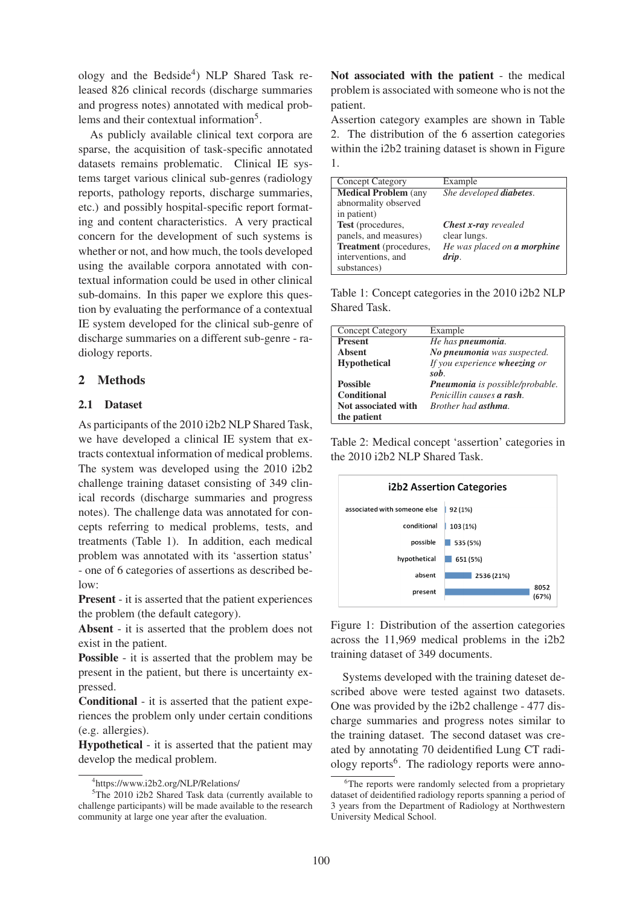ology and the Bedside[4]) NLP Shared Task released 826 clinical records (discharge summaries and progress notes) annotated with medical problems and their contextual information[5].

As publicly available clinical text corpora are sparse, the acquisition of task-specific annotated datasets remains problematic. Clinical IE systems target various clinical sub-genres (radiology reports, pathology reports, discharge summaries, etc.) and possibly hospital-specific report formatting and content characteristics. A very practical concern for the development of such systems is whether or not, and how much, the tools developed using the available corpora annotated with contextual information could be used in other clinical sub-domains. In this paper we explore this question by evaluating the performance of a contextual IE system developed for the clinical sub-genre of discharge summaries on a different sub-genre - radiology reports.

## 2 Methods

### 2.1 Dataset

As participants of the 2010 i2b2 NLP Shared Task, we have developed a clinical IE system that extracts contextual information of medical problems. The system was developed using the 2010 i2b2 challenge training dataset consisting of 349 clinical records (discharge summaries and progress notes). The challenge data was annotated for concepts referring to medical problems, tests, and treatments (Table 1). In addition, each medical problem was annotated with its 'assertion status' - one of 6 categories of assertions as described below:

**Present** - it is asserted that the patient experiences the problem (the default category).
**Absent** - it is asserted that the problem does not exist in the patient.
**Possible** - it is asserted that the problem may be present in the patient, but there is uncertainty expressed.
**Conditional** - it is asserted that the patient experiences the problem only under certain conditions (e.g. allergies).
**Hypothetical** - it is asserted that the patient may develop the medical problem.
**Not associated with the patient** - the medical problem is associated with someone who is not the patient.

Assertion category examples are shown in Table 2. The distribution of the 6 assertion categories within the i2b2 training dataset is shown in Figure 1.

| Concept Category | Example |
|---|---|
| **Medical Problem** (any abnormality observed in patient) | *She developed **diabetes**.* |
| **Test** (procedures, panels, and measures) | ***Chest x-ray** revealed clear lungs.* |
| **Treatment** (procedures, interventions, and substances) | *He was placed on **a morphine drip**.* |

Table 1: Concept categories in the 2010 i2b2 NLP Shared Task.

| Concept Category | Example |
|---|---|
| **Present** | *He has **pneumonia**.* |
| **Absent** | ***No pneumonia** was suspected.* |
| **Hypothetical** | *If you experience **wheezing** or **sob**.* |
| **Possible** | ***Pneumonia** is possible/probable.* |
| **Conditional** | *Penicillin causes **a rash**.* |
| **Not associated with the patient** | *Brother had **asthma**.* |

Table 2: Medical concept 'assertion' categories in the 2010 i2b2 NLP Shared Task.

**i2b2 Assertion Categories**

| Category | Count (%) |
|---|---|
| associated with someone else | 92 (1%) |
| conditional | 103 (1%) |
| possible | 535 (5%) |
| hypothetical | 651 (5%) |
| absent | 2536 (21%) |
| present | 8052 (67%) |

Figure 1: Distribution of the assertion categories across the 11,969 medical problems in the i2b2 training dataset of 349 documents.

Systems developed with the training dateset described above were tested against two datasets. One was provided by the i2b2 challenge - 477 discharge summaries and progress notes similar to the training dataset. The second dataset was created by annotating 70 deidentified Lung CT radiology reports[6]. The radiology reports were anno-

[4]https://www.i2b2.org/NLP/Relations/

[5]The 2010 i2b2 Shared Task data (currently available to challenge participants) will be made available to the research community at large one year after the evaluation.

[6]The reports were randomly selected from a proprietary dataset of deidentified radiology reports spanning a period of 3 years from the Department of Radiology at Northwestern University Medical School.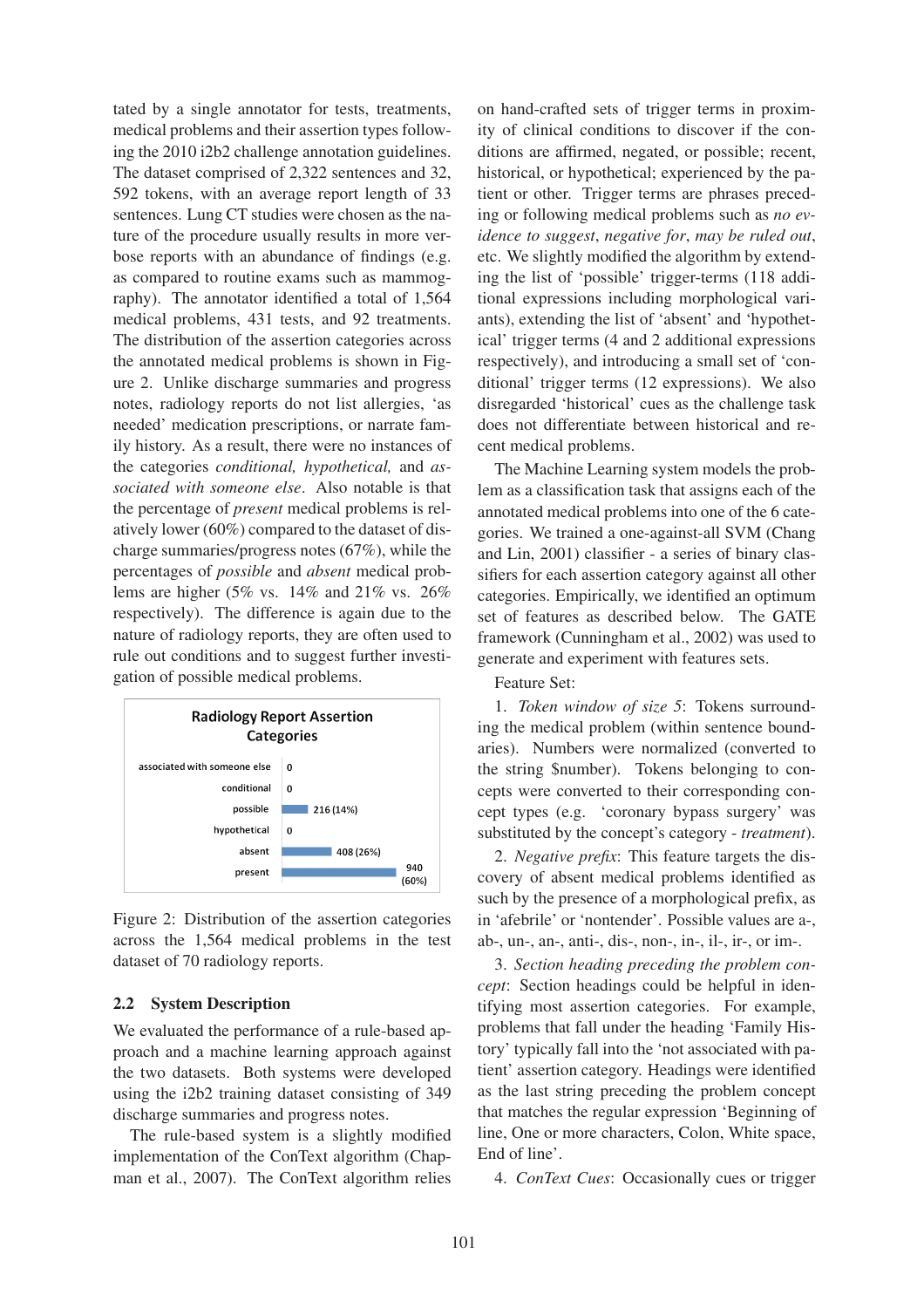tated by a single annotator for tests, treatments, medical problems and their assertion types following the 2010 i2b2 challenge annotation guidelines. The dataset comprised of 2,322 sentences and 32, 592 tokens, with an average report length of 33 sentences. Lung CT studies were chosen as the nature of the procedure usually results in more verbose reports with an abundance of findings (e.g. as compared to routine exams such as mammography). The annotator identified a total of 1,564 medical problems, 431 tests, and 92 treatments. The distribution of the assertion categories across the annotated medical problems is shown in Figure 2. Unlike discharge summaries and progress notes, radiology reports do not list allergies, 'as needed' medication prescriptions, or narrate family history. As a result, there were no instances of the categories *conditional, hypothetical,* and *associated with someone else*. Also notable is that the percentage of *present* medical problems is relatively lower (60%) compared to the dataset of discharge summaries/progress notes (67%), while the percentages of *possible* and *absent* medical problems are higher (5% vs. 14% and 21% vs. 26% respectively). The difference is again due to the nature of radiology reports, they are often used to rule out conditions and to suggest further investigation of possible medical problems.

**Radiology Report Assertion Categories**

| Category | Count |
|---|---|
| associated with someone else | 0 |
| conditional | 0 |
| possible | 216 (14%) |
| hypothetical | 0 |
| absent | 408 (26%) |
| present | 940 (60%) |

Figure 2: Distribution of the assertion categories across the 1,564 medical problems in the test dataset of 70 radiology reports.

### 2.2 System Description

We evaluated the performance of a rule-based approach and a machine learning approach against the two datasets. Both systems were developed using the i2b2 training dataset consisting of 349 discharge summaries and progress notes.

The rule-based system is a slightly modified implementation of the ConText algorithm (Chapman et al., 2007). The ConText algorithm relies on hand-crafted sets of trigger terms in proximity of clinical conditions to discover if the conditions are affirmed, negated, or possible; recent, historical, or hypothetical; experienced by the patient or other. Trigger terms are phrases preceding or following medical problems such as *no evidence to suggest*, *negative for*, *may be ruled out*, etc. We slightly modified the algorithm by extending the list of 'possible' trigger-terms (118 additional expressions including morphological variants), extending the list of 'absent' and 'hypothetical' trigger terms (4 and 2 additional expressions respectively), and introducing a small set of 'conditional' trigger terms (12 expressions). We also disregarded 'historical' cues as the challenge task does not differentiate between historical and recent medical problems.

The Machine Learning system models the problem as a classification task that assigns each of the annotated medical problems into one of the 6 categories. We trained a one-against-all SVM (Chang and Lin, 2001) classifier - a series of binary classifiers for each assertion category against all other categories. Empirically, we identified an optimum set of features as described below. The GATE framework (Cunningham et al., 2002) was used to generate and experiment with features sets.

Feature Set:

1. *Token window of size 5*: Tokens surrounding the medical problem (within sentence boundaries). Numbers were normalized (converted to the string $number). Tokens belonging to concepts were converted to their corresponding concept types (e.g. 'coronary bypass surgery' was substituted by the concept's category - *treatment*).

2. *Negative prefix*: This feature targets the discovery of absent medical problems identified as such by the presence of a morphological prefix, as in 'afebrile' or 'nontender'. Possible values are a-, ab-, un-, an-, anti-, dis-, non-, in-, il-, ir-, or im-.

3. *Section heading preceding the problem concept*: Section headings could be helpful in identifying most assertion categories. For example, problems that fall under the heading 'Family History' typically fall into the 'not associated with patient' assertion category. Headings were identified as the last string preceding the problem concept that matches the regular expression 'Beginning of line, One or more characters, Colon, White space, End of line'.

4. *ConText Cues*: Occasionally cues or trigger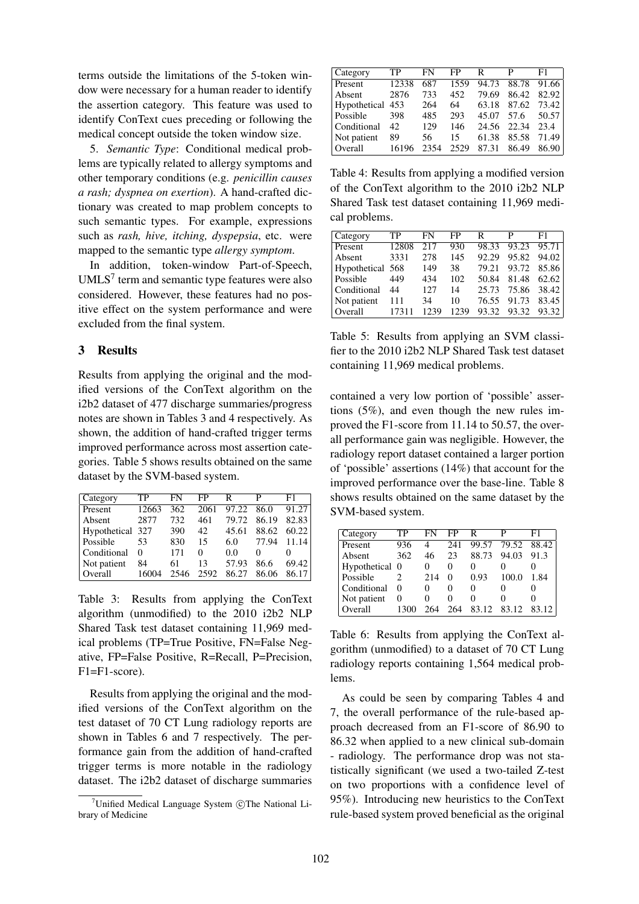terms outside the limitations of the 5-token window were necessary for a human reader to identify the assertion category. This feature was used to identify ConText cues preceding or following the medical concept outside the token window size.

5. *Semantic Type*: Conditional medical problems are typically related to allergy symptoms and other temporary conditions (e.g. *penicillin causes a rash; dyspnea on exertion*). A hand-crafted dictionary was created to map problem concepts to such semantic types. For example, expressions such as *rash, hive, itching, dyspepsia*, etc. were mapped to the semantic type *allergy symptom*.

In addition, token-window Part-of-Speech, UMLS[7] term and semantic type features were also considered. However, these features had no positive effect on the system performance and were excluded from the final system.

## 3 Results

Results from applying the original and the modified versions of the ConText algorithm on the i2b2 dataset of 477 discharge summaries/progress notes are shown in Tables 3 and 4 respectively. As shown, the addition of hand-crafted trigger terms improved performance across most assertion categories. Table 5 shows results obtained on the same dataset by the SVM-based system.

| Category | TP | FN | FP | R | P | F1 |
|---|---|---|---|---|---|---|
| Present | 12663 | 362 | 2061 | 97.22 | 86.0 | 91.27 |
| Absent | 2877 | 732 | 461 | 79.72 | 86.19 | 82.83 |
| Hypothetical | 327 | 390 | 42 | 45.61 | 88.62 | 60.22 |
| Possible | 53 | 830 | 15 | 6.0 | 77.94 | 11.14 |
| Conditional | 0 | 171 | 0 | 0.0 | 0 | 0 |
| Not patient | 84 | 61 | 13 | 57.93 | 86.6 | 69.42 |
| Overall | 16004 | 2546 | 2592 | 86.27 | 86.06 | 86.17 |

Table 3: Results from applying the ConText algorithm (unmodified) to the 2010 i2b2 NLP Shared Task test dataset containing 11,969 medical problems (TP=True Positive, FN=False Negative, FP=False Positive, R=Recall, P=Precision, F1=F1-score).

Results from applying the original and the modified versions of the ConText algorithm on the test dataset of 70 CT Lung radiology reports are shown in Tables 6 and 7 respectively. The performance gain from the addition of hand-crafted trigger terms is more notable in the radiology dataset. The i2b2 dataset of discharge summaries

| Category | TP | FN | FP | R | P | F1 |
|---|---|---|---|---|---|---|
| Present | 12338 | 687 | 1559 | 94.73 | 88.78 | 91.66 |
| Absent | 2876 | 733 | 452 | 79.69 | 86.42 | 82.92 |
| Hypothetical | 453 | 264 | 64 | 63.18 | 87.62 | 73.42 |
| Possible | 398 | 485 | 293 | 45.07 | 57.6 | 50.57 |
| Conditional | 42 | 129 | 146 | 24.56 | 22.34 | 23.4 |
| Not patient | 89 | 56 | 15 | 61.38 | 85.58 | 71.49 |
| Overall | 16196 | 2354 | 2529 | 87.31 | 86.49 | 86.90 |

Table 4: Results from applying a modified version of the ConText algorithm to the 2010 i2b2 NLP Shared Task test dataset containing 11,969 medical problems.

| Category | TP | FN | FP | R | P | F1 |
|---|---|---|---|---|---|---|
| Present | 12808 | 217 | 930 | 98.33 | 93.23 | 95.71 |
| Absent | 3331 | 278 | 145 | 92.29 | 95.82 | 94.02 |
| Hypothetical | 568 | 149 | 38 | 79.21 | 93.72 | 85.86 |
| Possible | 449 | 434 | 102 | 50.84 | 81.48 | 62.62 |
| Conditional | 44 | 127 | 14 | 25.73 | 75.86 | 38.42 |
| Not patient | 111 | 34 | 10 | 76.55 | 91.73 | 83.45 |
| Overall | 17311 | 1239 | 1239 | 93.32 | 93.32 | 93.32 |

Table 5: Results from applying an SVM classifier to the 2010 i2b2 NLP Shared Task test dataset containing 11,969 medical problems.

contained a very low portion of 'possible' assertions (5%), and even though the new rules improved the F1-score from 11.14 to 50.57, the overall performance gain was negligible. However, the radiology report dataset contained a larger portion of 'possible' assertions (14%) that account for the improved performance over the base-line. Table 8 shows results obtained on the same dataset by the SVM-based system.

| Category | TP | FN | FP | R | P | F1 |
|---|---|---|---|---|---|---|
| Present | 936 | 4 | 241 | 99.57 | 79.52 | 88.42 |
| Absent | 362 | 46 | 23 | 88.73 | 94.03 | 91.3 |
| Hypothetical | 0 | 0 | 0 | 0 | 0 | 0 |
| Possible | 2 | 214 | 0 | 0.93 | 100.0 | 1.84 |
| Conditional | 0 | 0 | 0 | 0 | 0 | 0 |
| Not patient | 0 | 0 | 0 | 0 | 0 | 0 |
| Overall | 1300 | 264 | 264 | 83.12 | 83.12 | 83.12 |

Table 6: Results from applying the ConText algorithm (unmodified) to a dataset of 70 CT Lung radiology reports containing 1,564 medical problems.

As could be seen by comparing Tables 4 and 7, the overall performance of the rule-based approach decreased from an F1-score of 86.90 to 86.32 when applied to a new clinical sub-domain - radiology. The performance drop was not statistically significant (we used a two-tailed Z-test on two proportions with a confidence level of 95%). Introducing new heuristics to the ConText rule-based system proved beneficial as the original

[7] Unified Medical Language System ©The National Library of Medicine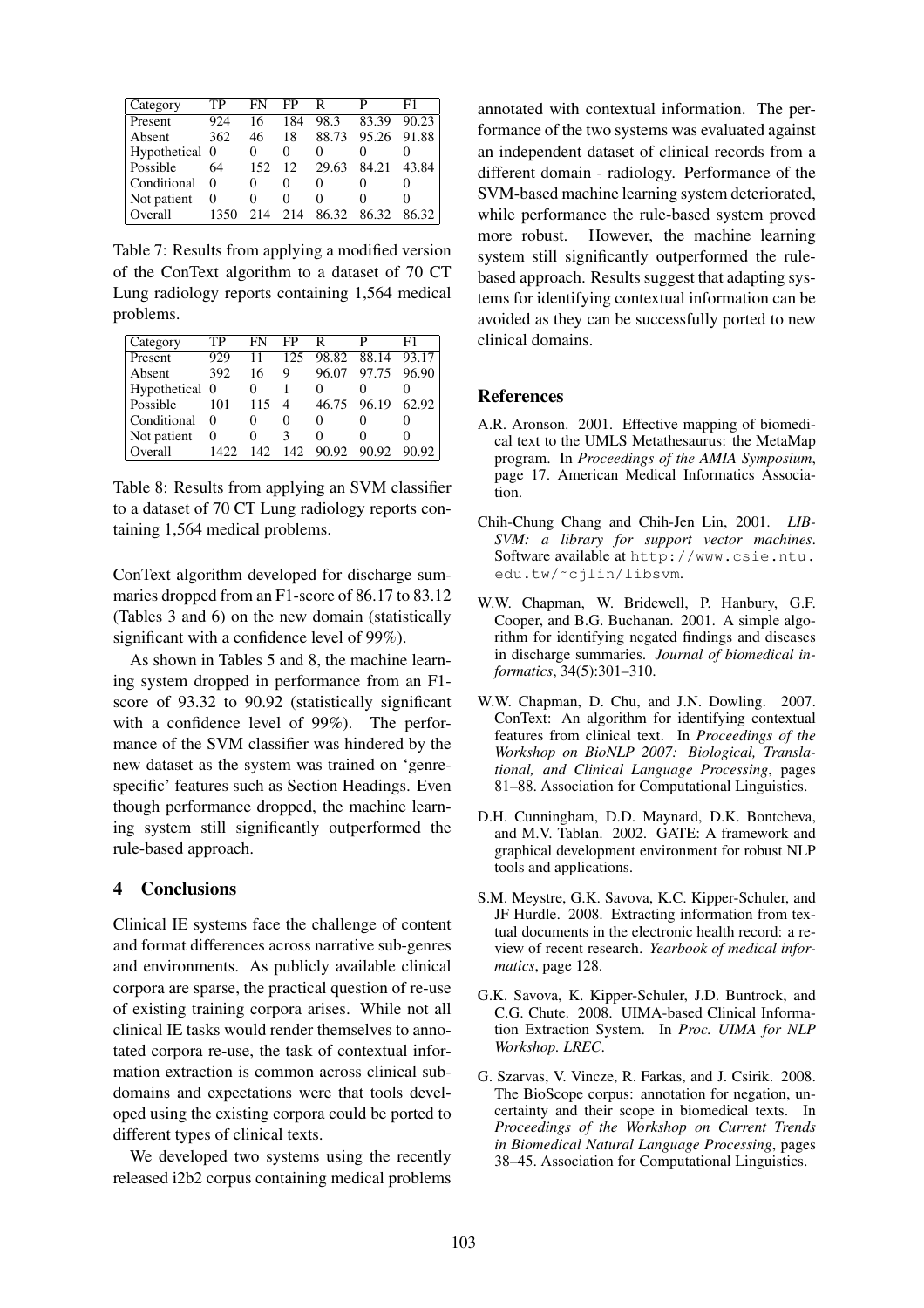| Category | TP | FN | FP | R | P | F1 |
|---|---|---|---|---|---|---|
| Present | 924 | 16 | 184 | 98.3 | 83.39 | 90.23 |
| Absent | 362 | 46 | 18 | 88.73 | 95.26 | 91.88 |
| Hypothetical | 0 | 0 | 0 | 0 | 0 | 0 |
| Possible | 64 | 152 | 12 | 29.63 | 84.21 | 43.84 |
| Conditional | 0 | 0 | 0 | 0 | 0 | 0 |
| Not patient | 0 | 0 | 0 | 0 | 0 | 0 |
| Overall | 1350 | 214 | 214 | 86.32 | 86.32 | 86.32 |

Table 7: Results from applying a modified version of the ConText algorithm to a dataset of 70 CT Lung radiology reports containing 1,564 medical problems.

| Category | TP | FN | FP | R | P | F1 |
|---|---|---|---|---|---|---|
| Present | 929 | 11 | 125 | 98.82 | 88.14 | 93.17 |
| Absent | 392 | 16 | 9 | 96.07 | 97.75 | 96.90 |
| Hypothetical | 0 | 0 | 1 | 0 | 0 | 0 |
| Possible | 101 | 115 | 4 | 46.75 | 96.19 | 62.92 |
| Conditional | 0 | 0 | 0 | 0 | 0 | 0 |
| Not patient | 0 | 0 | 3 | 0 | 0 | 0 |
| Overall | 1422 | 142 | 142 | 90.92 | 90.92 | 90.92 |

Table 8: Results from applying an SVM classifier to a dataset of 70 CT Lung radiology reports containing 1,564 medical problems.

ConText algorithm developed for discharge summaries dropped from an F1-score of 86.17 to 83.12 (Tables 3 and 6) on the new domain (statistically significant with a confidence level of 99%).

As shown in Tables 5 and 8, the machine learning system dropped in performance from an F1-score of 93.32 to 90.92 (statistically significant with a confidence level of 99%). The performance of the SVM classifier was hindered by the new dataset as the system was trained on 'genre-specific' features such as Section Headings. Even though performance dropped, the machine learning system still significantly outperformed the rule-based approach.

## 4 Conclusions

Clinical IE systems face the challenge of content and format differences across narrative sub-genres and environments. As publicly available clinical corpora are sparse, the practical question of re-use of existing training corpora arises. While not all clinical IE tasks would render themselves to annotated corpora re-use, the task of contextual information extraction is common across clinical sub-domains and expectations were that tools developed using the existing corpora could be ported to different types of clinical texts.

We developed two systems using the recently released i2b2 corpus containing medical problems annotated with contextual information. The performance of the two systems was evaluated against an independent dataset of clinical records from a different domain - radiology. Performance of the SVM-based machine learning system deteriorated, while performance the rule-based system proved more robust. However, the machine learning system still significantly outperformed the rule-based approach. Results suggest that adapting systems for identifying contextual information can be avoided as they can be successfully ported to new clinical domains.

## References

A.R. Aronson. 2001. Effective mapping of biomedical text to the UMLS Metathesaurus: the MetaMap program. In *Proceedings of the AMIA Symposium*, page 17. American Medical Informatics Association.

Chih-Chung Chang and Chih-Jen Lin, 2001. *LIBSVM: a library for support vector machines*. Software available at http://www.csie.ntu.edu.tw/~cjlin/libsvm.

W.W. Chapman, W. Bridewell, P. Hanbury, G.F. Cooper, and B.G. Buchanan. 2001. A simple algorithm for identifying negated findings and diseases in discharge summaries. *Journal of biomedical informatics*, 34(5):301–310.

W.W. Chapman, D. Chu, and J.N. Dowling. 2007. ConText: An algorithm for identifying contextual features from clinical text. In *Proceedings of the Workshop on BioNLP 2007: Biological, Translational, and Clinical Language Processing*, pages 81–88. Association for Computational Linguistics.

D.H. Cunningham, D.D. Maynard, D.K. Bontcheva, and M.V. Tablan. 2002. GATE: A framework and graphical development environment for robust NLP tools and applications.

S.M. Meystre, G.K. Savova, K.C. Kipper-Schuler, and JF Hurdle. 2008. Extracting information from textual documents in the electronic health record: a review of recent research. *Yearbook of medical informatics*, page 128.

G.K. Savova, K. Kipper-Schuler, J.D. Buntrock, and C.G. Chute. 2008. UIMA-based Clinical Information Extraction System. In *Proc. UIMA for NLP Workshop. LREC*.

G. Szarvas, V. Vincze, R. Farkas, and J. Csirik. 2008. The BioScope corpus: annotation for negation, uncertainty and their scope in biomedical texts. In *Proceedings of the Workshop on Current Trends in Biomedical Natural Language Processing*, pages 38–45. Association for Computational Linguistics.